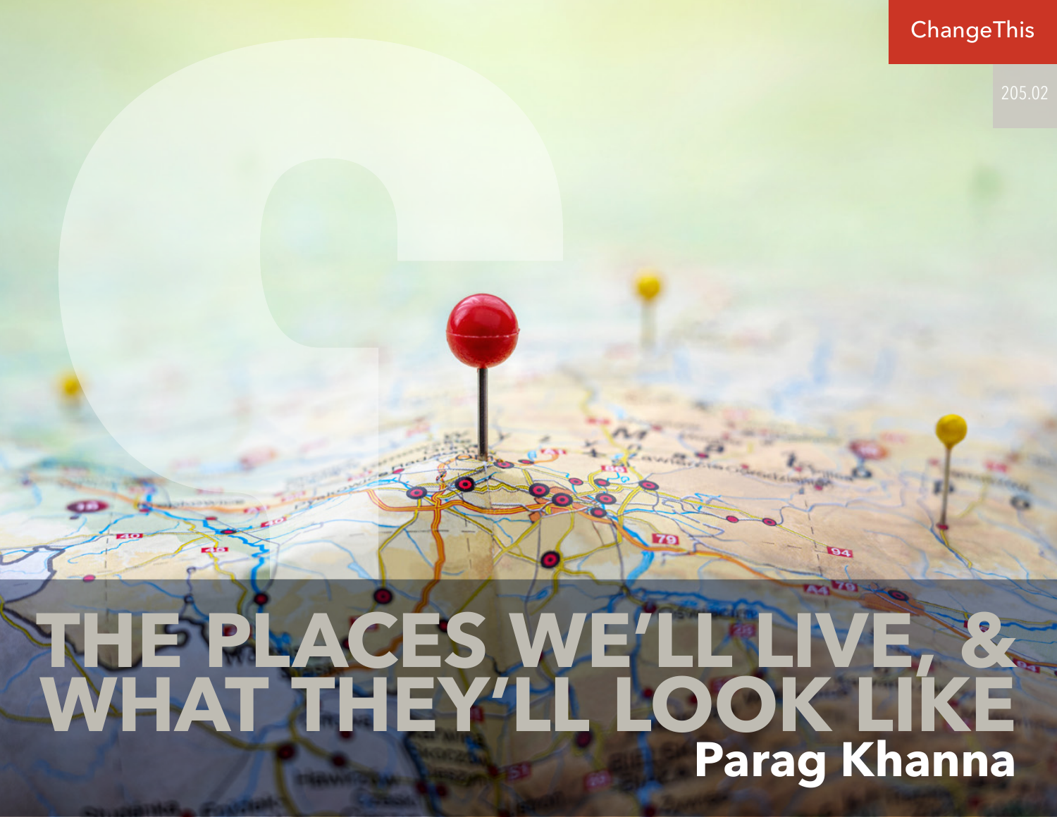ChangeThis

205.02

# THE PLACES WE'LL LIVE, & WHAT THEY'LL LOOK LIKE

**Parag Khanna**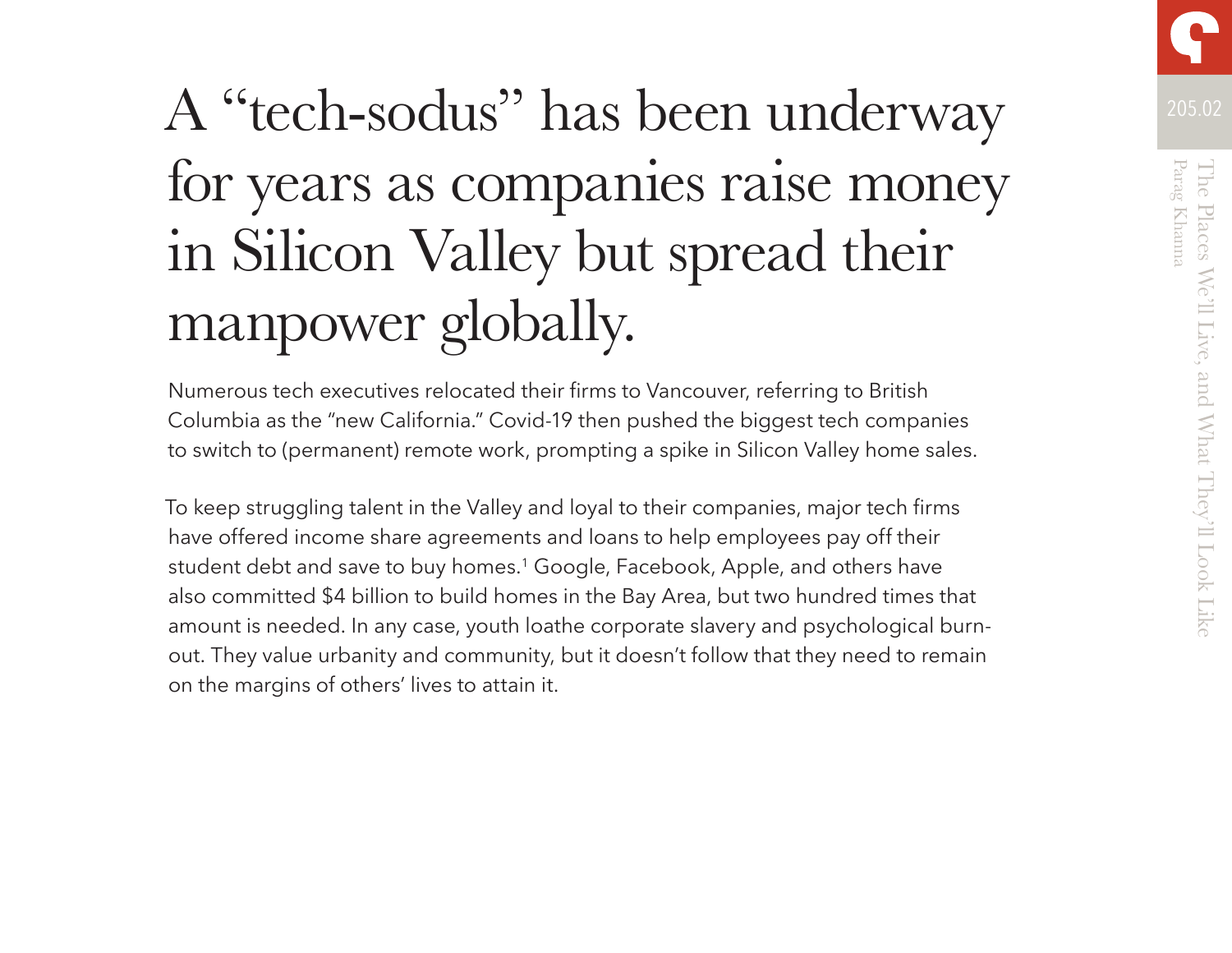# A "tech-sodus" has been underway for years as companies raise money in Silicon Valley but spread their manpower globally.

Numerous tech executives relocated their firms to Vancouver, referring to British Columbia as the "new California." Covid-19 then pushed the biggest tech companies to switch to (permanent) remote work, prompting a spike in Silicon Valley home sales.

To keep struggling talent in the Valley and loyal to their companies, major tech firms have offered income share agreements and loans to help employees pay off their student debt and save to buy homes.[1] Google, Facebook, Apple, and others have also committed $4 billion to build homes in the Bay Area, but two hundred times that amount is needed. In any case, youth loathe corporate slavery and psychological burn-out. They value urbanity and community, but it doesn't follow that they need to remain on the margins of others' lives to attain it.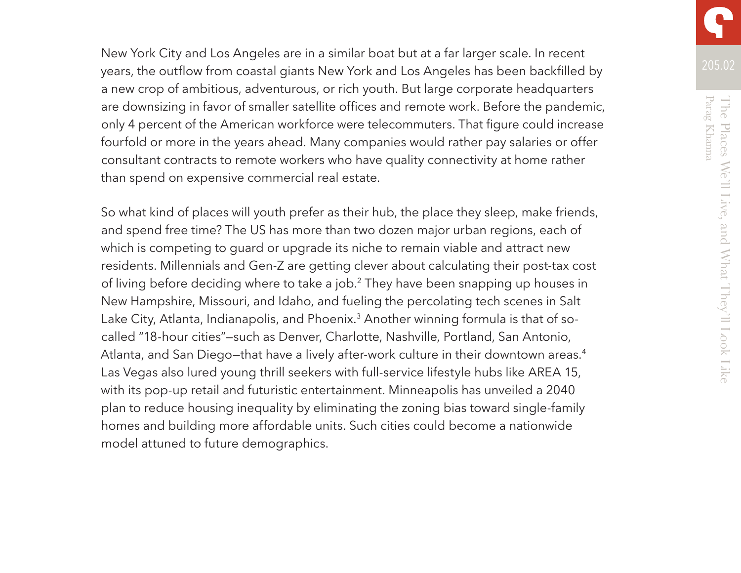New York City and Los Angeles are in a similar boat but at a far larger scale. In recent years, the outflow from coastal giants New York and Los Angeles has been backfilled by a new crop of ambitious, adventurous, or rich youth. But large corporate headquarters are downsizing in favor of smaller satellite offices and remote work. Before the pandemic, only 4 percent of the American workforce were telecommuters. That figure could increase fourfold or more in the years ahead. Many companies would rather pay salaries or offer consultant contracts to remote workers who have quality connectivity at home rather than spend on expensive commercial real estate.

So what kind of places will youth prefer as their hub, the place they sleep, make friends, and spend free time? The US has more than two dozen major urban regions, each of which is competing to guard or upgrade its niche to remain viable and attract new residents. Millennials and Gen-Z are getting clever about calculating their post-tax cost of living before deciding where to take a job.[2] They have been snapping up houses in New Hampshire, Missouri, and Idaho, and fueling the percolating tech scenes in Salt Lake City, Atlanta, Indianapolis, and Phoenix.[3] Another winning formula is that of so-called "18-hour cities"—such as Denver, Charlotte, Nashville, Portland, San Antonio, Atlanta, and San Diego—that have a lively after-work culture in their downtown areas.[4] Las Vegas also lured young thrill seekers with full-service lifestyle hubs like AREA 15, with its pop-up retail and futuristic entertainment. Minneapolis has unveiled a 2040 plan to reduce housing inequality by eliminating the zoning bias toward single-family homes and building more affordable units. Such cities could become a nationwide model attuned to future demographics.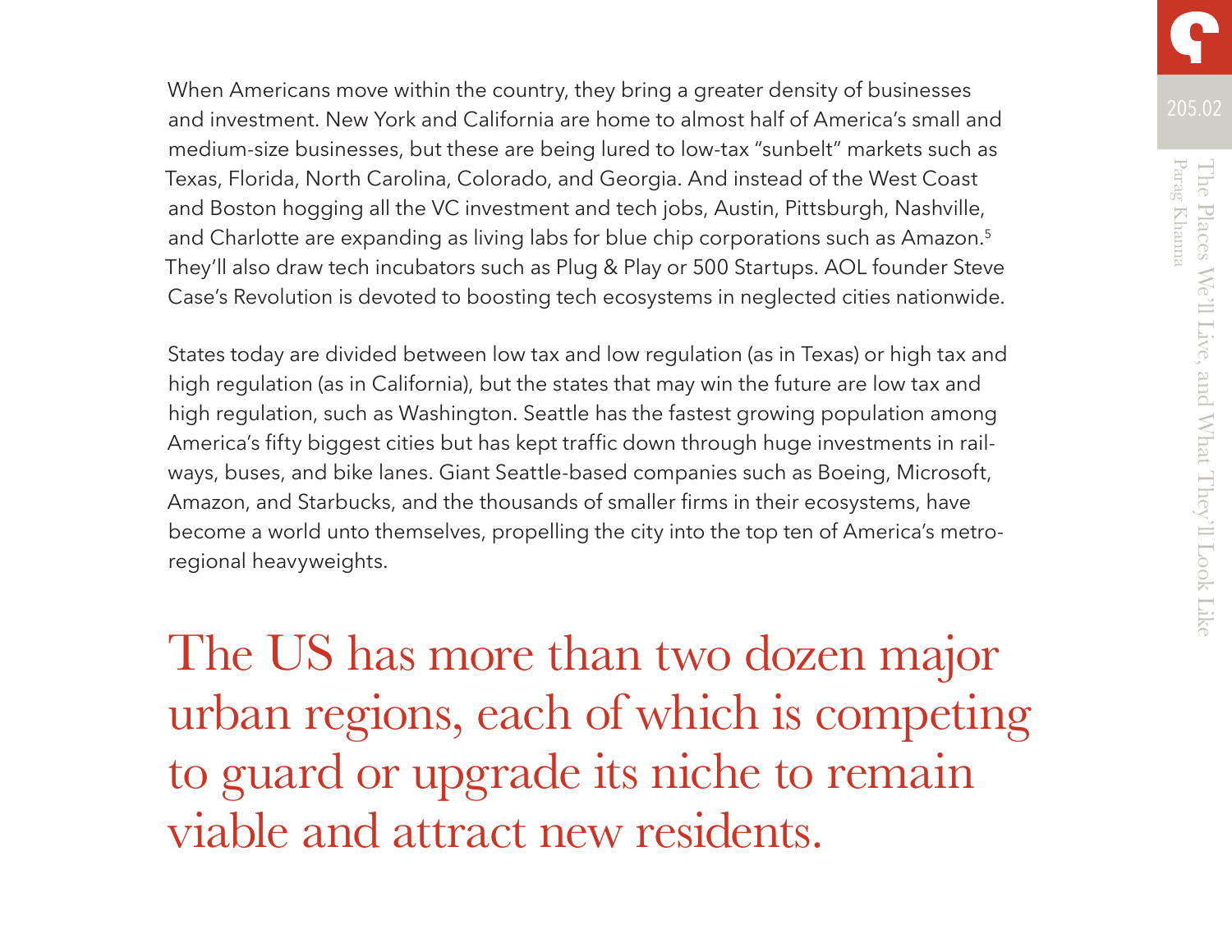When Americans move within the country, they bring a greater density of businesses and investment. New York and California are home to almost half of America's small and medium-size businesses, but these are being lured to low-tax "sunbelt" markets such as Texas, Florida, North Carolina, Colorado, and Georgia. And instead of the West Coast and Boston hogging all the VC investment and tech jobs, Austin, Pittsburgh, Nashville, and Charlotte are expanding as living labs for blue chip corporations such as Amazon.[5] They'll also draw tech incubators such as Plug & Play or 500 Startups. AOL founder Steve Case's Revolution is devoted to boosting tech ecosystems in neglected cities nationwide.

States today are divided between low tax and low regulation (as in Texas) or high tax and high regulation (as in California), but the states that may win the future are low tax and high regulation, such as Washington. Seattle has the fastest growing population among America's fifty biggest cities but has kept traffic down through huge investments in railways, buses, and bike lanes. Giant Seattle-based companies such as Boeing, Microsoft, Amazon, and Starbucks, and the thousands of smaller firms in their ecosystems, have become a world unto themselves, propelling the city into the top ten of America's metro-regional heavyweights.

> The US has more than two dozen major urban regions, each of which is competing to guard or upgrade its niche to remain viable and attract new residents.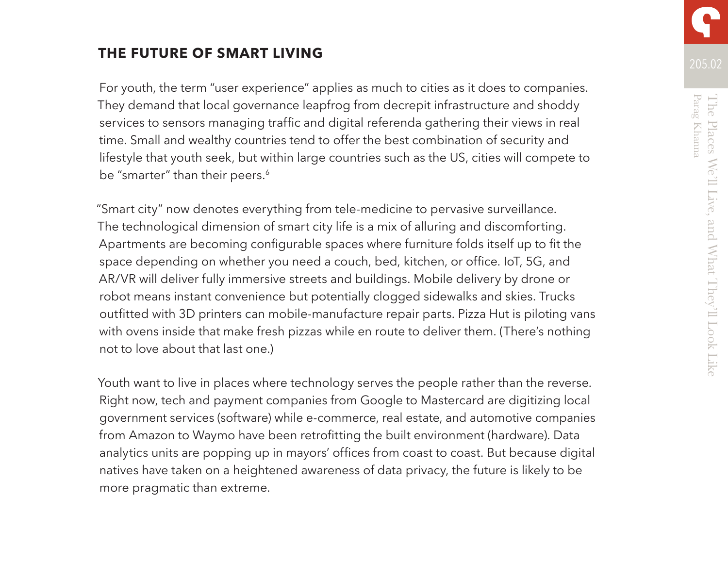## THE FUTURE OF SMART LIVING

For youth, the term "user experience" applies as much to cities as it does to companies. They demand that local governance leapfrog from decrepit infrastructure and shoddy services to sensors managing traffic and digital referenda gathering their views in real time. Small and wealthy countries tend to offer the best combination of security and lifestyle that youth seek, but within large countries such as the US, cities will compete to be "smarter" than their peers.[6]

"Smart city" now denotes everything from tele-medicine to pervasive surveillance. The technological dimension of smart city life is a mix of alluring and discomforting. Apartments are becoming configurable spaces where furniture folds itself up to fit the space depending on whether you need a couch, bed, kitchen, or office. IoT, 5G, and AR/VR will deliver fully immersive streets and buildings. Mobile delivery by drone or robot means instant convenience but potentially clogged sidewalks and skies. Trucks outfitted with 3D printers can mobile-manufacture repair parts. Pizza Hut is piloting vans with ovens inside that make fresh pizzas while en route to deliver them. (There's nothing not to love about that last one.)

Youth want to live in places where technology serves the people rather than the reverse. Right now, tech and payment companies from Google to Mastercard are digitizing local government services (software) while e-commerce, real estate, and automotive companies from Amazon to Waymo have been retrofitting the built environment (hardware). Data analytics units are popping up in mayors' offices from coast to coast. But because digital natives have taken on a heightened awareness of data privacy, the future is likely to be more pragmatic than extreme.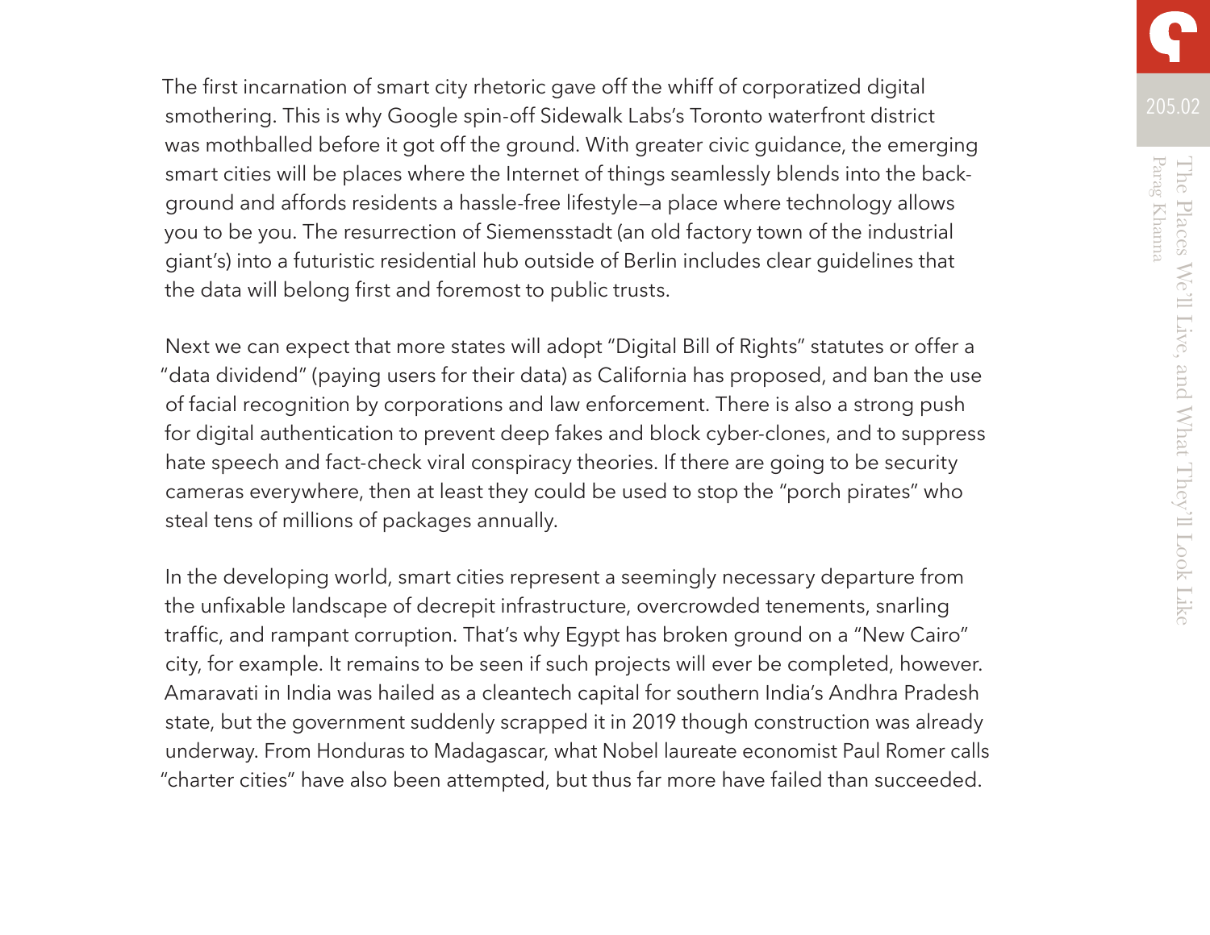The first incarnation of smart city rhetoric gave off the whiff of corporatized digital smothering. This is why Google spin-off Sidewalk Labs's Toronto waterfront district was mothballed before it got off the ground. With greater civic guidance, the emerging smart cities will be places where the Internet of things seamlessly blends into the background and affords residents a hassle-free lifestyle—a place where technology allows you to be you. The resurrection of Siemensstadt (an old factory town of the industrial giant's) into a futuristic residential hub outside of Berlin includes clear guidelines that the data will belong first and foremost to public trusts.

Next we can expect that more states will adopt "Digital Bill of Rights" statutes or offer a "data dividend" (paying users for their data) as California has proposed, and ban the use of facial recognition by corporations and law enforcement. There is also a strong push for digital authentication to prevent deep fakes and block cyber-clones, and to suppress hate speech and fact-check viral conspiracy theories. If there are going to be security cameras everywhere, then at least they could be used to stop the "porch pirates" who steal tens of millions of packages annually.

In the developing world, smart cities represent a seemingly necessary departure from the unfixable landscape of decrepit infrastructure, overcrowded tenements, snarling traffic, and rampant corruption. That's why Egypt has broken ground on a "New Cairo" city, for example. It remains to be seen if such projects will ever be completed, however. Amaravati in India was hailed as a cleantech capital for southern India's Andhra Pradesh state, but the government suddenly scrapped it in 2019 though construction was already underway. From Honduras to Madagascar, what Nobel laureate economist Paul Romer calls "charter cities" have also been attempted, but thus far more have failed than succeeded.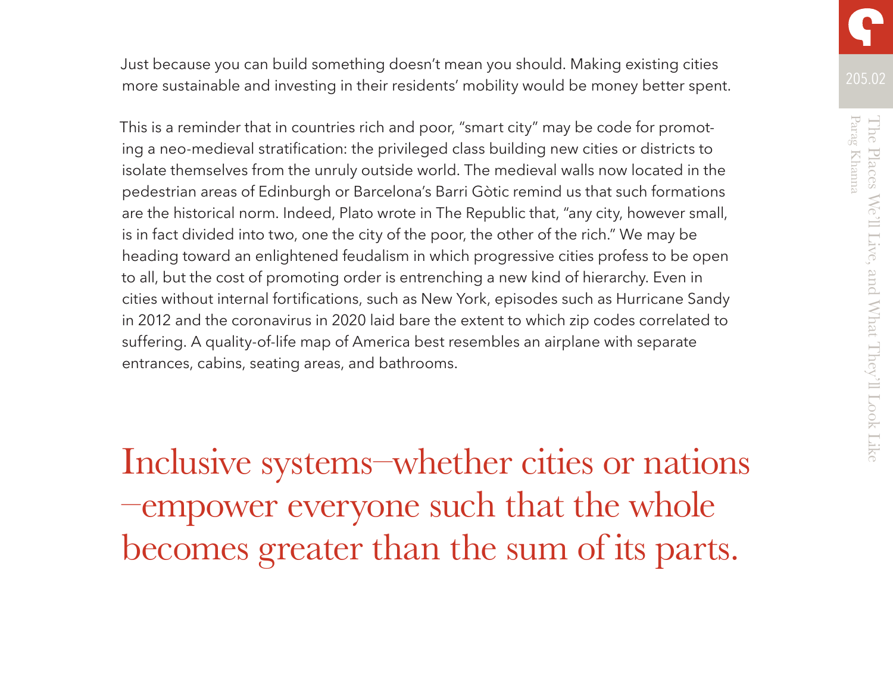Just because you can build something doesn't mean you should. Making existing cities more sustainable and investing in their residents' mobility would be money better spent.

This is a reminder that in countries rich and poor, "smart city" may be code for promoting a neo-medieval stratification: the privileged class building new cities or districts to isolate themselves from the unruly outside world. The medieval walls now located in the pedestrian areas of Edinburgh or Barcelona's Barri Gòtic remind us that such formations are the historical norm. Indeed, Plato wrote in The Republic that, "any city, however small, is in fact divided into two, one the city of the poor, the other of the rich." We may be heading toward an enlightened feudalism in which progressive cities profess to be open to all, but the cost of promoting order is entrenching a new kind of hierarchy. Even in cities without internal fortifications, such as New York, episodes such as Hurricane Sandy in 2012 and the coronavirus in 2020 laid bare the extent to which zip codes correlated to suffering. A quality-of-life map of America best resembles an airplane with separate entrances, cabins, seating areas, and bathrooms.

> Inclusive systems—whether cities or nations—empower everyone such that the whole becomes greater than the sum of its parts.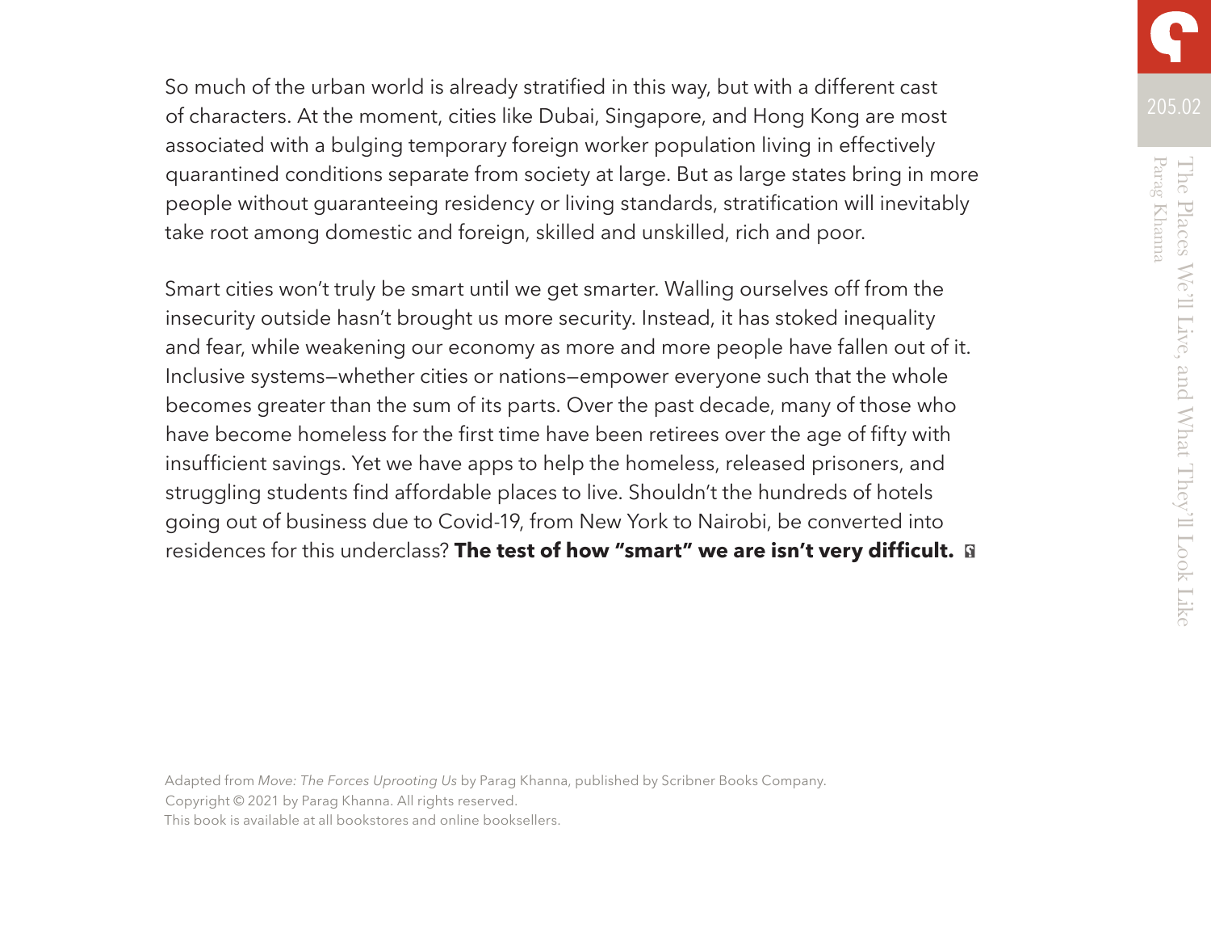So much of the urban world is already stratified in this way, but with a different cast of characters. At the moment, cities like Dubai, Singapore, and Hong Kong are most associated with a bulging temporary foreign worker population living in effectively quarantined conditions separate from society at large. But as large states bring in more people without guaranteeing residency or living standards, stratification will inevitably take root among domestic and foreign, skilled and unskilled, rich and poor.

Smart cities won't truly be smart until we get smarter. Walling ourselves off from the insecurity outside hasn't brought us more security. Instead, it has stoked inequality and fear, while weakening our economy as more and more people have fallen out of it. Inclusive systems—whether cities or nations—empower everyone such that the whole becomes greater than the sum of its parts. Over the past decade, many of those who have become homeless for the first time have been retirees over the age of fifty with insufficient savings. Yet we have apps to help the homeless, released prisoners, and struggling students find affordable places to live. Shouldn't the hundreds of hotels going out of business due to Covid-19, from New York to Nairobi, be converted into residences for this underclass? **The test of how "smart" we are isn't very difficult.**

Adapted from *Move: The Forces Uprooting Us* by Parag Khanna, published by Scribner Books Company.
Copyright © 2021 by Parag Khanna. All rights reserved.
This book is available at all bookstores and online booksellers.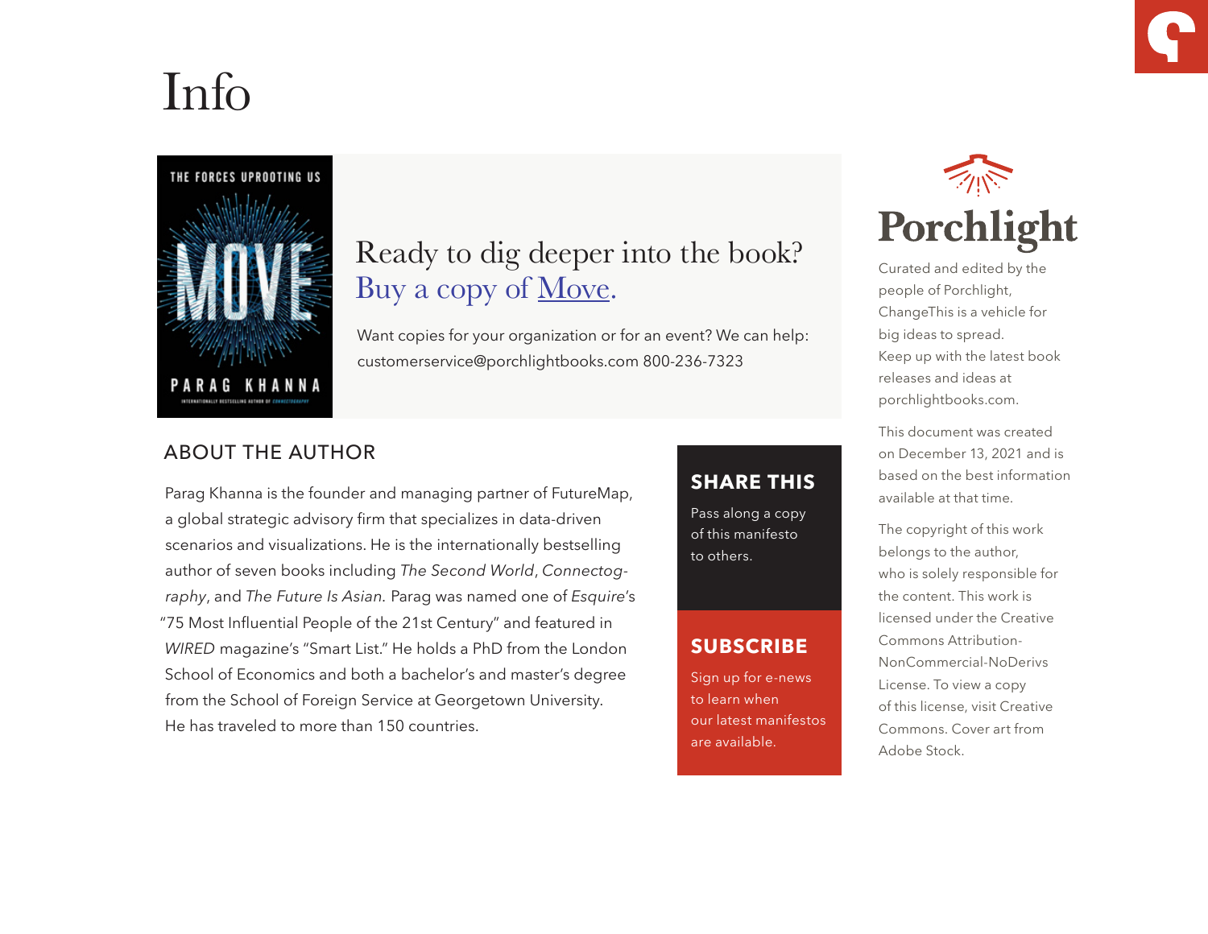# Info

Ready to dig deeper into the book?
Buy a copy of Move.

Want copies for your organization or for an event? We can help:
customerservice@porchlightbooks.com 800-236-7323

## ABOUT THE AUTHOR

Parag Khanna is the founder and managing partner of FutureMap, a global strategic advisory firm that specializes in data-driven scenarios and visualizations. He is the internationally bestselling author of seven books including *The Second World*, *Connectography*, and *The Future Is Asian.* Parag was named one of *Esquire*'s "75 Most Influential People of the 21st Century" and featured in *WIRED* magazine's "Smart List." He holds a PhD from the London School of Economics and both a bachelor's and master's degree from the School of Foreign Service at Georgetown University. He has traveled to more than 150 countries.

**SHARE THIS**

Pass along a copy of this manifesto to others.

**SUBSCRIBE**

Sign up for e-news to learn when our latest manifestos are available.

**Porchlight**

Curated and edited by the people of Porchlight, ChangeThis is a vehicle for big ideas to spread. Keep up with the latest book releases and ideas at porchlightbooks.com.

This document was created on December 13, 2021 and is based on the best information available at that time.

The copyright of this work belongs to the author, who is solely responsible for the content. This work is licensed under the Creative Commons Attribution-NonCommercial-NoDerivs License. To view a copy of this license, visit Creative Commons. Cover art from Adobe Stock.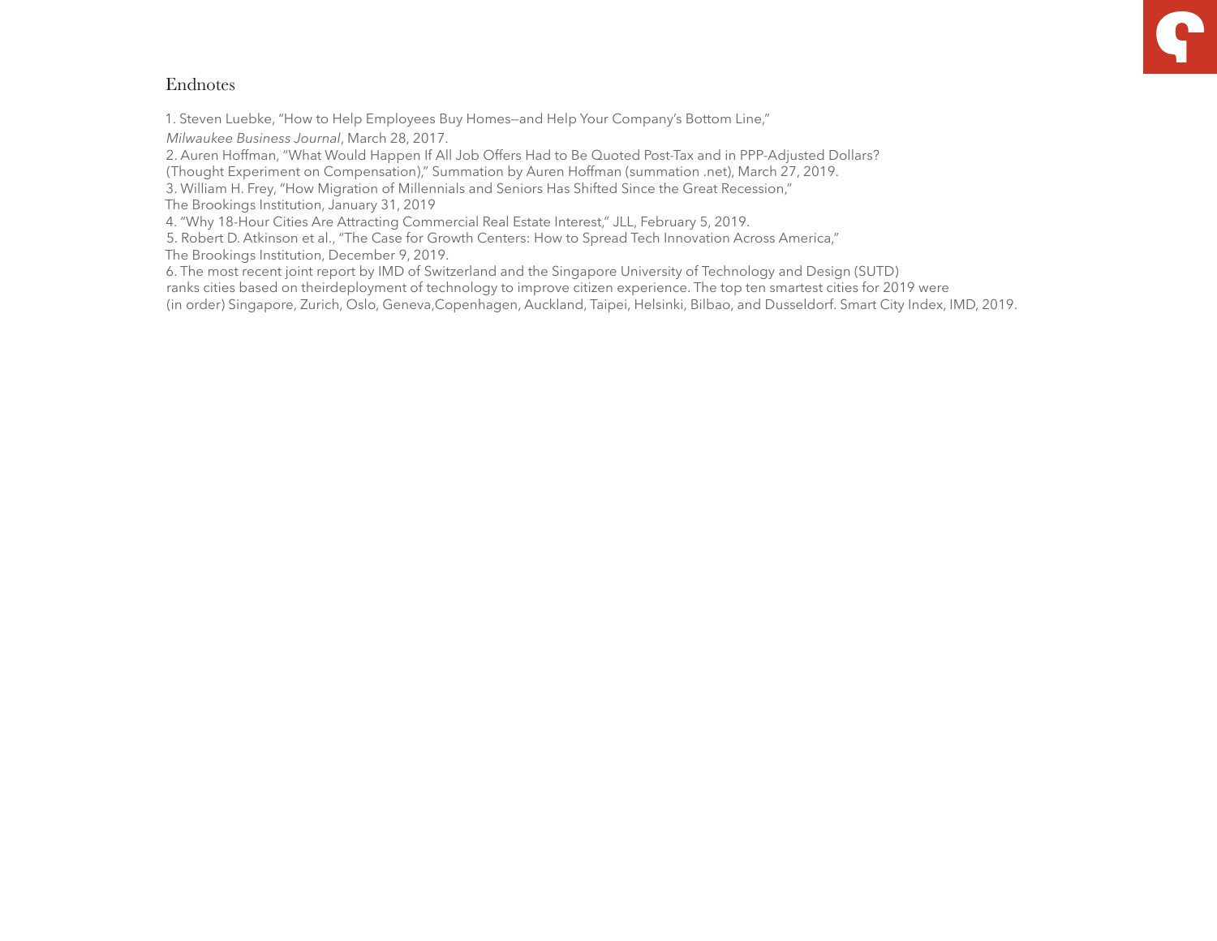## Endnotes

1. Steven Luebke, "How to Help Employees Buy Homes—and Help Your Company's Bottom Line," *Milwaukee Business Journal*, March 28, 2017.
2. Auren Hoffman, "What Would Happen If All Job Offers Had to Be Quoted Post-Tax and in PPP-Adjusted Dollars? (Thought Experiment on Compensation)," Summation by Auren Hoffman (summation .net), March 27, 2019.
3. William H. Frey, "How Migration of Millennials and Seniors Has Shifted Since the Great Recession," The Brookings Institution, January 31, 2019
4. "Why 18-Hour Cities Are Attracting Commercial Real Estate Interest," JLL, February 5, 2019.
5. Robert D. Atkinson et al., "The Case for Growth Centers: How to Spread Tech Innovation Across America," The Brookings Institution, December 9, 2019.
6. The most recent joint report by IMD of Switzerland and the Singapore University of Technology and Design (SUTD) ranks cities based on theirdeployment of technology to improve citizen experience. The top ten smartest cities for 2019 were (in order) Singapore, Zurich, Oslo, Geneva,Copenhagen, Auckland, Taipei, Helsinki, Bilbao, and Dusseldorf. Smart City Index, IMD, 2019.